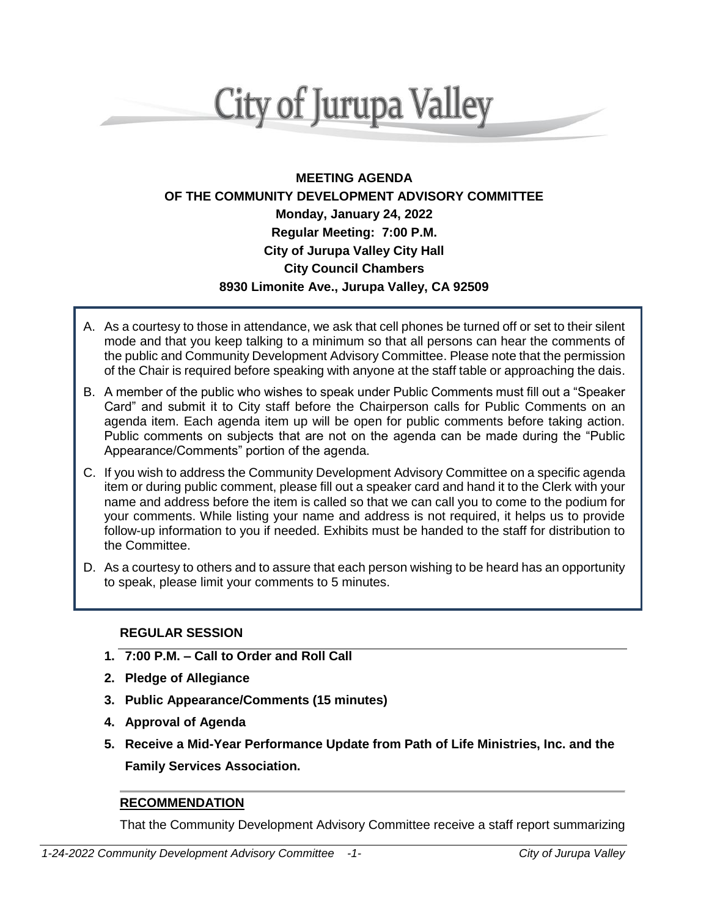# City of Jurupa Valley

**MEETING AGENDA**
**OF THE COMMUNITY DEVELOPMENT ADVISORY COMMITTEE**
**Monday, January 24, 2022**
**Regular Meeting: 7:00 P.M.**
**City of Jurupa Valley City Hall**
**City Council Chambers**
**8930 Limonite Ave., Jurupa Valley, CA 92509**

A. As a courtesy to those in attendance, we ask that cell phones be turned off or set to their silent mode and that you keep talking to a minimum so that all persons can hear the comments of the public and Community Development Advisory Committee. Please note that the permission of the Chair is required before speaking with anyone at the staff table or approaching the dais.

B. A member of the public who wishes to speak under Public Comments must fill out a "Speaker Card" and submit it to City staff before the Chairperson calls for Public Comments on an agenda item. Each agenda item up will be open for public comments before taking action. Public comments on subjects that are not on the agenda can be made during the "Public Appearance/Comments" portion of the agenda.

C. If you wish to address the Community Development Advisory Committee on a specific agenda item or during public comment, please fill out a speaker card and hand it to the Clerk with your name and address before the item is called so that we can call you to come to the podium for your comments. While listing your name and address is not required, it helps us to provide follow-up information to you if needed. Exhibits must be handed to the staff for distribution to the Committee.

D. As a courtesy to others and to assure that each person wishing to be heard has an opportunity to speak, please limit your comments to 5 minutes.

## REGULAR SESSION

1. **7:00 P.M. – Call to Order and Roll Call**
2. **Pledge of Allegiance**
3. **Public Appearance/Comments (15 minutes)**
4. **Approval of Agenda**
5. **Receive a Mid-Year Performance Update from Path of Life Ministries, Inc. and the Family Services Association.**

### RECOMMENDATION

That the Community Development Advisory Committee receive a staff report summarizing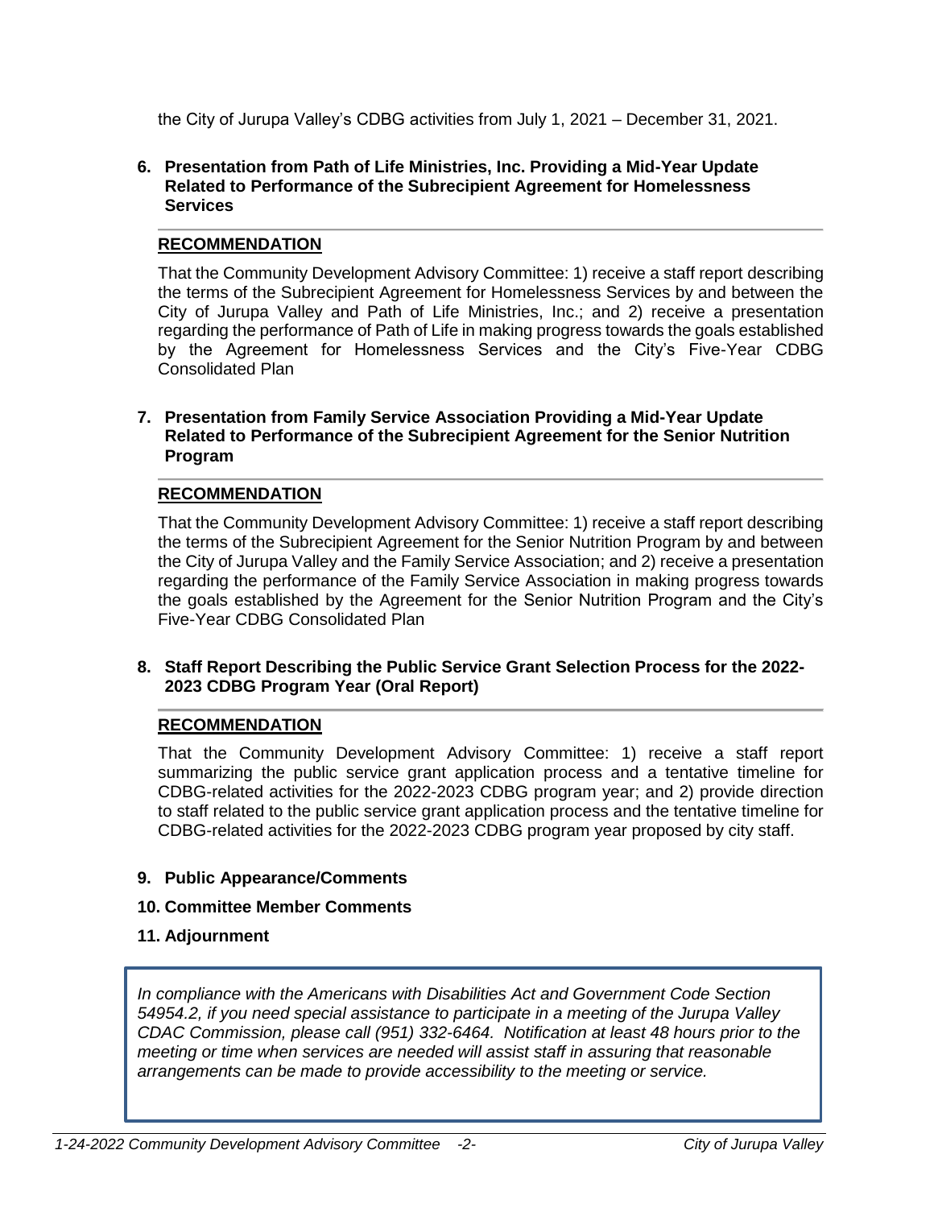the City of Jurupa Valley's CDBG activities from July 1, 2021 – December 31, 2021.

**6. Presentation from Path of Life Ministries, Inc. Providing a Mid-Year Update Related to Performance of the Subrecipient Agreement for Homelessness Services**

**RECOMMENDATION**

That the Community Development Advisory Committee: 1) receive a staff report describing the terms of the Subrecipient Agreement for Homelessness Services by and between the City of Jurupa Valley and Path of Life Ministries, Inc.; and 2) receive a presentation regarding the performance of Path of Life in making progress towards the goals established by the Agreement for Homelessness Services and the City's Five-Year CDBG Consolidated Plan

**7. Presentation from Family Service Association Providing a Mid-Year Update Related to Performance of the Subrecipient Agreement for the Senior Nutrition Program**

**RECOMMENDATION**

That the Community Development Advisory Committee: 1) receive a staff report describing the terms of the Subrecipient Agreement for the Senior Nutrition Program by and between the City of Jurupa Valley and the Family Service Association; and 2) receive a presentation regarding the performance of the Family Service Association in making progress towards the goals established by the Agreement for the Senior Nutrition Program and the City's Five-Year CDBG Consolidated Plan

**8. Staff Report Describing the Public Service Grant Selection Process for the 2022-2023 CDBG Program Year (Oral Report)**

**RECOMMENDATION**

That the Community Development Advisory Committee: 1) receive a staff report summarizing the public service grant application process and a tentative timeline for CDBG-related activities for the 2022-2023 CDBG program year; and 2) provide direction to staff related to the public service grant application process and the tentative timeline for CDBG-related activities for the 2022-2023 CDBG program year proposed by city staff.

**9. Public Appearance/Comments**

**10. Committee Member Comments**

**11. Adjournment**

*In compliance with the Americans with Disabilities Act and Government Code Section 54954.2, if you need special assistance to participate in a meeting of the Jurupa Valley CDAC Commission, please call (951) 332-6464. Notification at least 48 hours prior to the meeting or time when services are needed will assist staff in assuring that reasonable arrangements can be made to provide accessibility to the meeting or service.*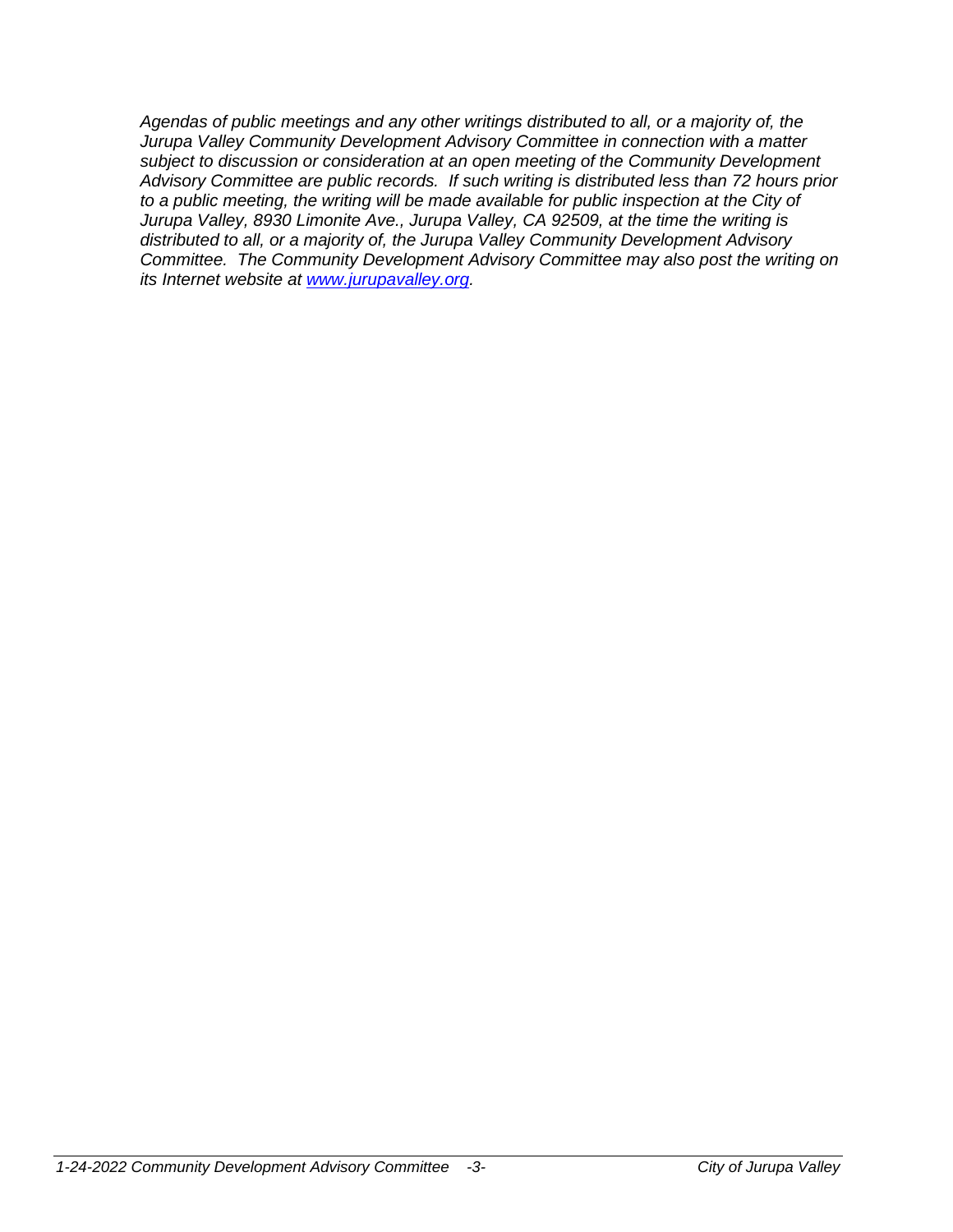*Agendas of public meetings and any other writings distributed to all, or a majority of, the Jurupa Valley Community Development Advisory Committee in connection with a matter subject to discussion or consideration at an open meeting of the Community Development Advisory Committee are public records. If such writing is distributed less than 72 hours prior to a public meeting, the writing will be made available for public inspection at the City of Jurupa Valley, 8930 Limonite Ave., Jurupa Valley, CA 92509, at the time the writing is distributed to all, or a majority of, the Jurupa Valley Community Development Advisory Committee. The Community Development Advisory Committee may also post the writing on its Internet website at [www.jurupavalley.org](http://www.jurupavalley.org).*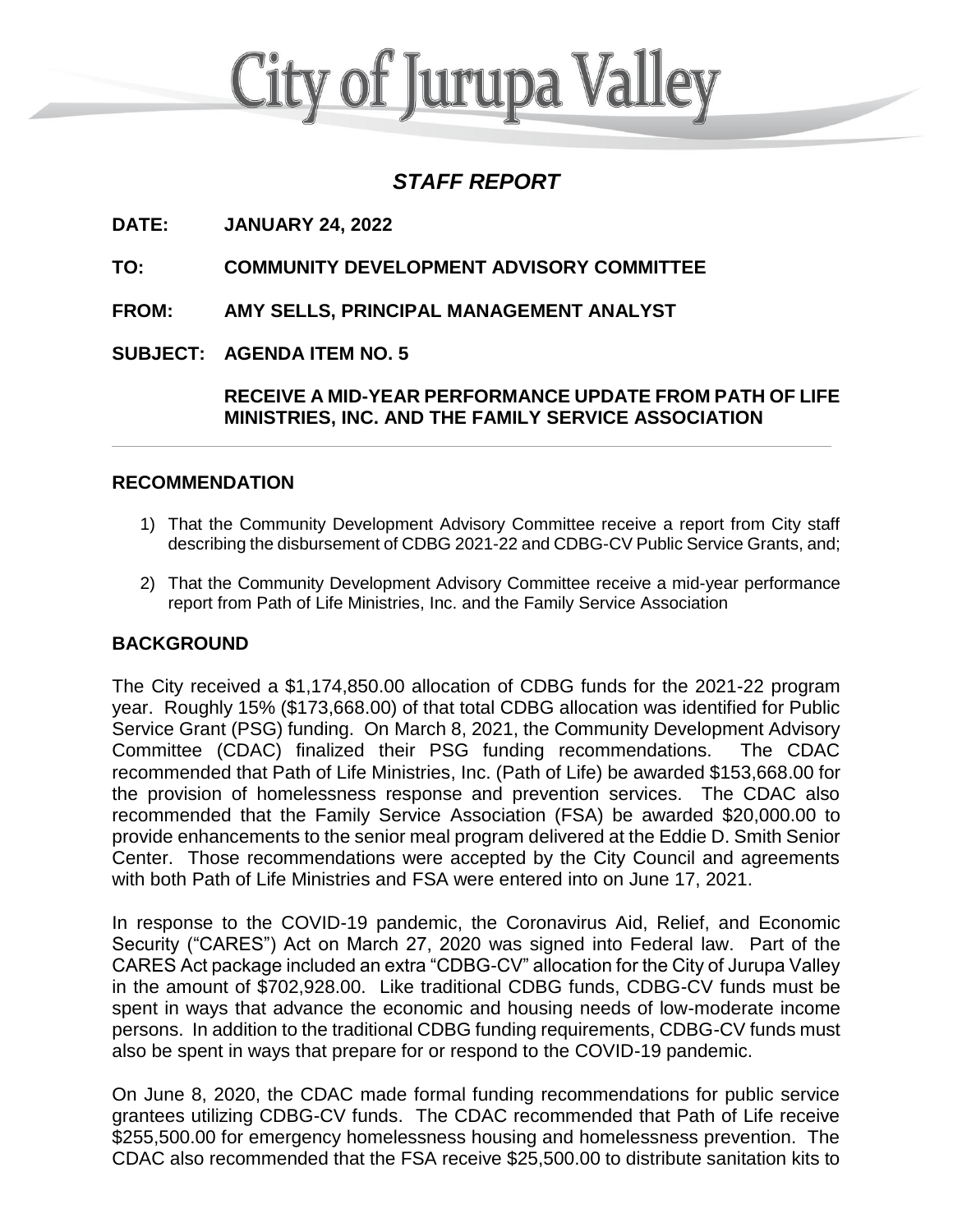# City of Jurupa Valley

## *STAFF REPORT*

**DATE: JANUARY 24, 2022**

**TO: COMMUNITY DEVELOPMENT ADVISORY COMMITTEE**

**FROM: AMY SELLS, PRINCIPAL MANAGEMENT ANALYST**

**SUBJECT: AGENDA ITEM NO. 5**

**RECEIVE A MID-YEAR PERFORMANCE UPDATE FROM PATH OF LIFE MINISTRIES, INC. AND THE FAMILY SERVICE ASSOCIATION**

## RECOMMENDATION

1) That the Community Development Advisory Committee receive a report from City staff describing the disbursement of CDBG 2021-22 and CDBG-CV Public Service Grants, and;

2) That the Community Development Advisory Committee receive a mid-year performance report from Path of Life Ministries, Inc. and the Family Service Association

## BACKGROUND

The City received a $1,174,850.00 allocation of CDBG funds for the 2021-22 program year. Roughly 15% ($173,668.00) of that total CDBG allocation was identified for Public Service Grant (PSG) funding. On March 8, 2021, the Community Development Advisory Committee (CDAC) finalized their PSG funding recommendations. The CDAC recommended that Path of Life Ministries, Inc. (Path of Life) be awarded $153,668.00 for the provision of homelessness response and prevention services. The CDAC also recommended that the Family Service Association (FSA) be awarded $20,000.00 to provide enhancements to the senior meal program delivered at the Eddie D. Smith Senior Center. Those recommendations were accepted by the City Council and agreements with both Path of Life Ministries and FSA were entered into on June 17, 2021.

In response to the COVID-19 pandemic, the Coronavirus Aid, Relief, and Economic Security ("CARES") Act on March 27, 2020 was signed into Federal law. Part of the CARES Act package included an extra "CDBG-CV" allocation for the City of Jurupa Valley in the amount of $702,928.00. Like traditional CDBG funds, CDBG-CV funds must be spent in ways that advance the economic and housing needs of low-moderate income persons. In addition to the traditional CDBG funding requirements, CDBG-CV funds must also be spent in ways that prepare for or respond to the COVID-19 pandemic.

On June 8, 2020, the CDAC made formal funding recommendations for public service grantees utilizing CDBG-CV funds. The CDAC recommended that Path of Life receive $255,500.00 for emergency homelessness housing and homelessness prevention. The CDAC also recommended that the FSA receive $25,500.00 to distribute sanitation kits to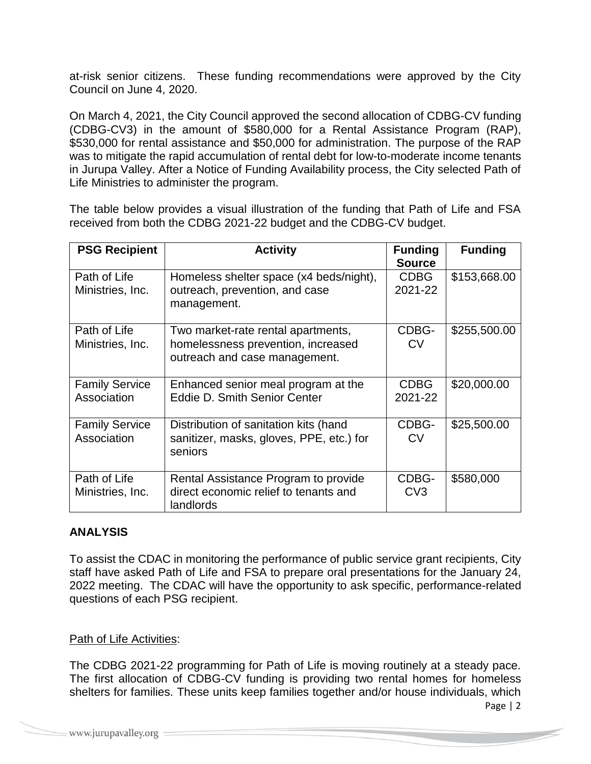at-risk senior citizens. These funding recommendations were approved by the City Council on June 4, 2020.

On March 4, 2021, the City Council approved the second allocation of CDBG-CV funding (CDBG-CV3) in the amount of $580,000 for a Rental Assistance Program (RAP), $530,000 for rental assistance and $50,000 for administration. The purpose of the RAP was to mitigate the rapid accumulation of rental debt for low-to-moderate income tenants in Jurupa Valley. After a Notice of Funding Availability process, the City selected Path of Life Ministries to administer the program.

The table below provides a visual illustration of the funding that Path of Life and FSA received from both the CDBG 2021-22 budget and the CDBG-CV budget.

| PSG Recipient | Activity | Funding Source | Funding |
|---|---|---|---|
| Path of Life Ministries, Inc. | Homeless shelter space (x4 beds/night), outreach, prevention, and case management. | CDBG 2021-22 | $153,668.00 |
| Path of Life Ministries, Inc. | Two market-rate rental apartments, homelessness prevention, increased outreach and case management. | CDBG-CV | $255,500.00 |
| Family Service Association | Enhanced senior meal program at the Eddie D. Smith Senior Center | CDBG 2021-22 | $20,000.00 |
| Family Service Association | Distribution of sanitation kits (hand sanitizer, masks, gloves, PPE, etc.) for seniors | CDBG-CV | $25,500.00 |
| Path of Life Ministries, Inc. | Rental Assistance Program to provide direct economic relief to tenants and landlords | CDBG-CV3 | $580,000 |

## ANALYSIS

To assist the CDAC in monitoring the performance of public service grant recipients, City staff have asked Path of Life and FSA to prepare oral presentations for the January 24, 2022 meeting. The CDAC will have the opportunity to ask specific, performance-related questions of each PSG recipient.

Path of Life Activities:

The CDBG 2021-22 programming for Path of Life is moving routinely at a steady pace. The first allocation of CDBG-CV funding is providing two rental homes for homeless shelters for families. These units keep families together and/or house individuals, which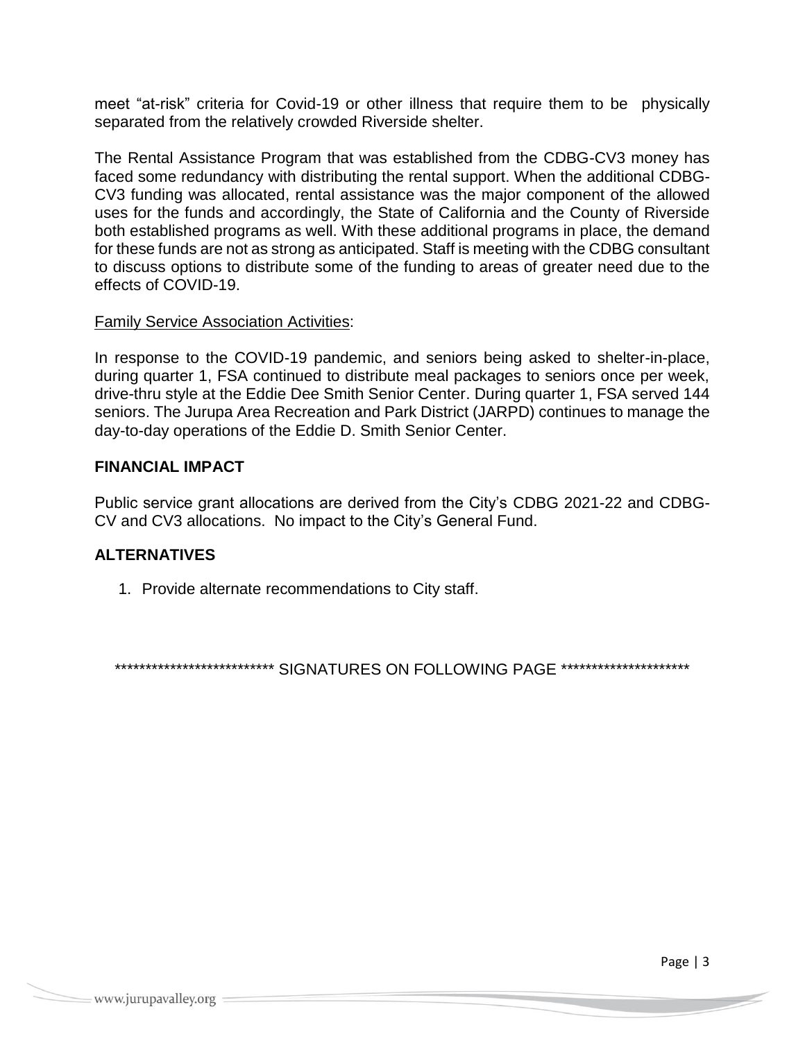meet “at-risk” criteria for Covid-19 or other illness that require them to be physically separated from the relatively crowded Riverside shelter.

The Rental Assistance Program that was established from the CDBG-CV3 money has faced some redundancy with distributing the rental support. When the additional CDBG-CV3 funding was allocated, rental assistance was the major component of the allowed uses for the funds and accordingly, the State of California and the County of Riverside both established programs as well. With these additional programs in place, the demand for these funds are not as strong as anticipated. Staff is meeting with the CDBG consultant to discuss options to distribute some of the funding to areas of greater need due to the effects of COVID-19.

Family Service Association Activities:

In response to the COVID-19 pandemic, and seniors being asked to shelter-in-place, during quarter 1, FSA continued to distribute meal packages to seniors once per week, drive-thru style at the Eddie Dee Smith Senior Center. During quarter 1, FSA served 144 seniors. The Jurupa Area Recreation and Park District (JARPD) continues to manage the day-to-day operations of the Eddie D. Smith Senior Center.

## FINANCIAL IMPACT

Public service grant allocations are derived from the City’s CDBG 2021-22 and CDBG-CV and CV3 allocations. No impact to the City’s General Fund.

## ALTERNATIVES

1. Provide alternate recommendations to City staff.

************************** SIGNATURES ON FOLLOWING PAGE *********************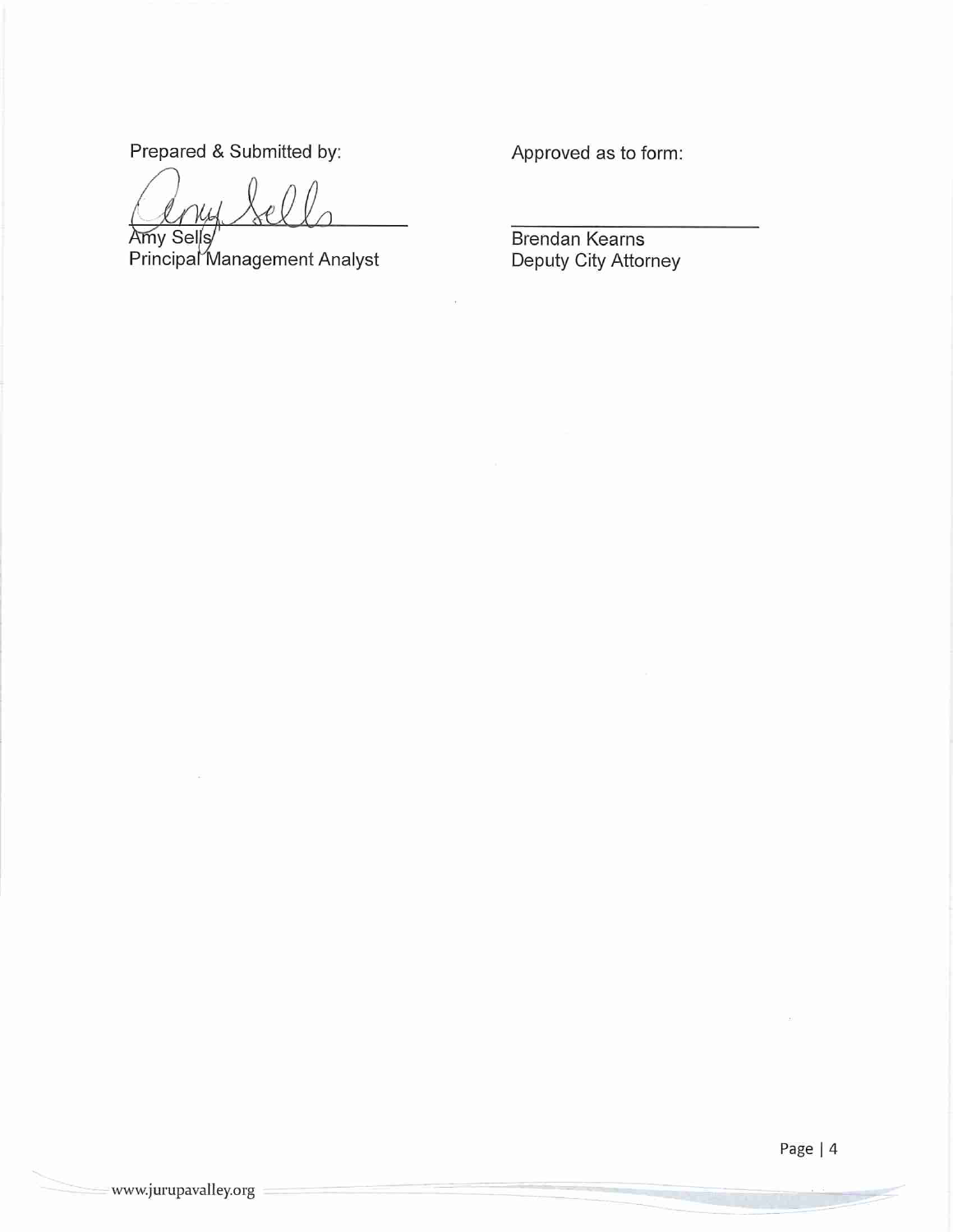Prepared & Submitted by:

Amy Sells
Principal Management Analyst

Approved as to form:

Brendan Kearns
Deputy City Attorney

www.jurupavalley.org